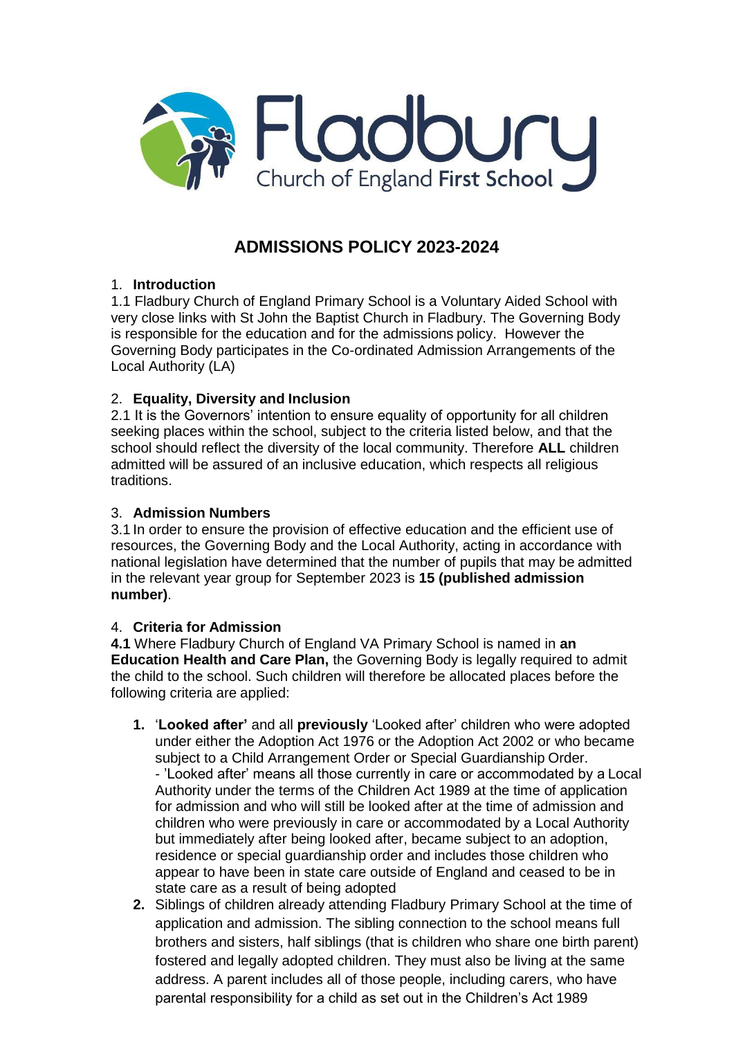Fladbury

Church of England **First School**

# ADMISSIONS POLICY 2023-2024

1. **Introduction**

1.1 Fladbury Church of England Primary School is a Voluntary Aided School with very close links with St John the Baptist Church in Fladbury. The Governing Body is responsible for the education and for the admissions policy. However the Governing Body participates in the Co-ordinated Admission Arrangements of the Local Authority (LA)

2. **Equality, Diversity and Inclusion**

2.1 It is the Governors' intention to ensure equality of opportunity for all children seeking places within the school, subject to the criteria listed below, and that the school should reflect the diversity of the local community. Therefore **ALL** children admitted will be assured of an inclusive education, which respects all religious traditions.

3. **Admission Numbers**

3.1 In order to ensure the provision of effective education and the efficient use of resources, the Governing Body and the Local Authority, acting in accordance with national legislation have determined that the number of pupils that may be admitted in the relevant year group for September 2023 is **15 (published admission number)**.

4. **Criteria for Admission**

**4.1** Where Fladbury Church of England VA Primary School is named in **an Education Health and Care Plan,** the Governing Body is legally required to admit the child to the school. Such children will therefore be allocated places before the following criteria are applied:

1. '**Looked after'** and all **previously** 'Looked after' children who were adopted under either the Adoption Act 1976 or the Adoption Act 2002 or who became subject to a Child Arrangement Order or Special Guardianship Order.
   - 'Looked after' means all those currently in care or accommodated by a Local Authority under the terms of the Children Act 1989 at the time of application for admission and who will still be looked after at the time of admission and children who were previously in care or accommodated by a Local Authority but immediately after being looked after, became subject to an adoption, residence or special guardianship order and includes those children who appear to have been in state care outside of England and ceased to be in state care as a result of being adopted
2. Siblings of children already attending Fladbury Primary School at the time of application and admission. The sibling connection to the school means full brothers and sisters, half siblings (that is children who share one birth parent) fostered and legally adopted children. They must also be living at the same address. A parent includes all of those people, including carers, who have parental responsibility for a child as set out in the Children's Act 1989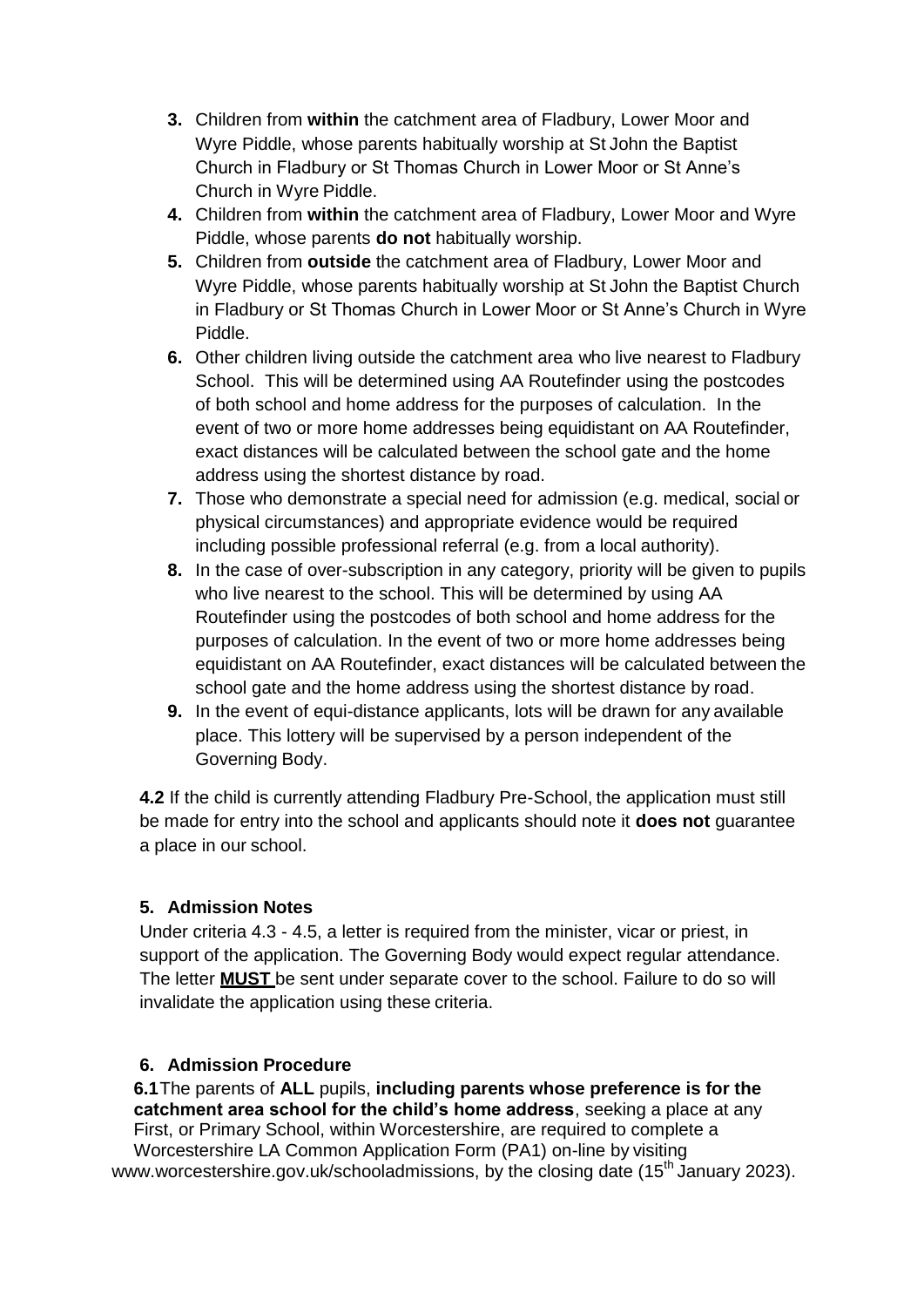3. Children from **within** the catchment area of Fladbury, Lower Moor and Wyre Piddle, whose parents habitually worship at St John the Baptist Church in Fladbury or St Thomas Church in Lower Moor or St Anne's Church in Wyre Piddle.
4. Children from **within** the catchment area of Fladbury, Lower Moor and Wyre Piddle, whose parents **do not** habitually worship.
5. Children from **outside** the catchment area of Fladbury, Lower Moor and Wyre Piddle, whose parents habitually worship at St John the Baptist Church in Fladbury or St Thomas Church in Lower Moor or St Anne's Church in Wyre Piddle.
6. Other children living outside the catchment area who live nearest to Fladbury School. This will be determined using AA Routefinder using the postcodes of both school and home address for the purposes of calculation. In the event of two or more home addresses being equidistant on AA Routefinder, exact distances will be calculated between the school gate and the home address using the shortest distance by road.
7. Those who demonstrate a special need for admission (e.g. medical, social or physical circumstances) and appropriate evidence would be required including possible professional referral (e.g. from a local authority).
8. In the case of over-subscription in any category, priority will be given to pupils who live nearest to the school. This will be determined by using AA Routefinder using the postcodes of both school and home address for the purposes of calculation. In the event of two or more home addresses being equidistant on AA Routefinder, exact distances will be calculated between the school gate and the home address using the shortest distance by road.
9. In the event of equi-distance applicants, lots will be drawn for any available place. This lottery will be supervised by a person independent of the Governing Body.

**4.2** If the child is currently attending Fladbury Pre-School, the application must still be made for entry into the school and applicants should note it **does not** guarantee a place in our school.

## 5. Admission Notes

Under criteria 4.3 - 4.5, a letter is required from the minister, vicar or priest, in support of the application. The Governing Body would expect regular attendance. The letter **MUST** be sent under separate cover to the school. Failure to do so will invalidate the application using these criteria.

## 6. Admission Procedure

**6.1** The parents of **ALL** pupils, **including parents whose preference is for the catchment area school for the child's home address**, seeking a place at any First, or Primary School, within Worcestershire, are required to complete a Worcestershire LA Common Application Form (PA1) on-line by visiting www.worcestershire.gov.uk/schooladmissions, by the closing date (15th January 2023).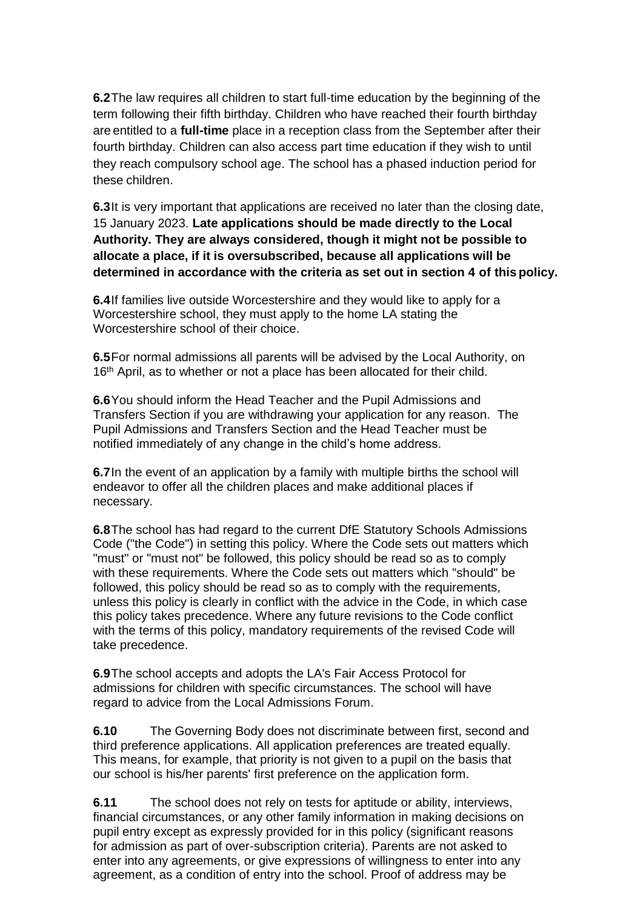**6.2** The law requires all children to start full-time education by the beginning of the term following their fifth birthday. Children who have reached their fourth birthday are entitled to a **full-time** place in a reception class from the September after their fourth birthday. Children can also access part time education if they wish to until they reach compulsory school age. The school has a phased induction period for these children.

**6.3** It is very important that applications are received no later than the closing date, 15 January 2023. **Late applications should be made directly to the Local Authority. They are always considered, though it might not be possible to allocate a place, if it is oversubscribed, because all applications will be determined in accordance with the criteria as set out in section 4 of this policy.**

**6.4** If families live outside Worcestershire and they would like to apply for a Worcestershire school, they must apply to the home LA stating the Worcestershire school of their choice.

**6.5** For normal admissions all parents will be advised by the Local Authority, on 16th April, as to whether or not a place has been allocated for their child.

**6.6** You should inform the Head Teacher and the Pupil Admissions and Transfers Section if you are withdrawing your application for any reason. The Pupil Admissions and Transfers Section and the Head Teacher must be notified immediately of any change in the child's home address.

**6.7** In the event of an application by a family with multiple births the school will endeavor to offer all the children places and make additional places if necessary.

**6.8** The school has had regard to the current DfE Statutory Schools Admissions Code ("the Code") in setting this policy. Where the Code sets out matters which "must" or "must not" be followed, this policy should be read so as to comply with these requirements. Where the Code sets out matters which "should" be followed, this policy should be read so as to comply with the requirements, unless this policy is clearly in conflict with the advice in the Code, in which case this policy takes precedence. Where any future revisions to the Code conflict with the terms of this policy, mandatory requirements of the revised Code will take precedence.

**6.9** The school accepts and adopts the LA's Fair Access Protocol for admissions for children with specific circumstances. The school will have regard to advice from the Local Admissions Forum.

**6.10** The Governing Body does not discriminate between first, second and third preference applications. All application preferences are treated equally. This means, for example, that priority is not given to a pupil on the basis that our school is his/her parents' first preference on the application form.

**6.11** The school does not rely on tests for aptitude or ability, interviews, financial circumstances, or any other family information in making decisions on pupil entry except as expressly provided for in this policy (significant reasons for admission as part of over-subscription criteria). Parents are not asked to enter into any agreements, or give expressions of willingness to enter into any agreement, as a condition of entry into the school. Proof of address may be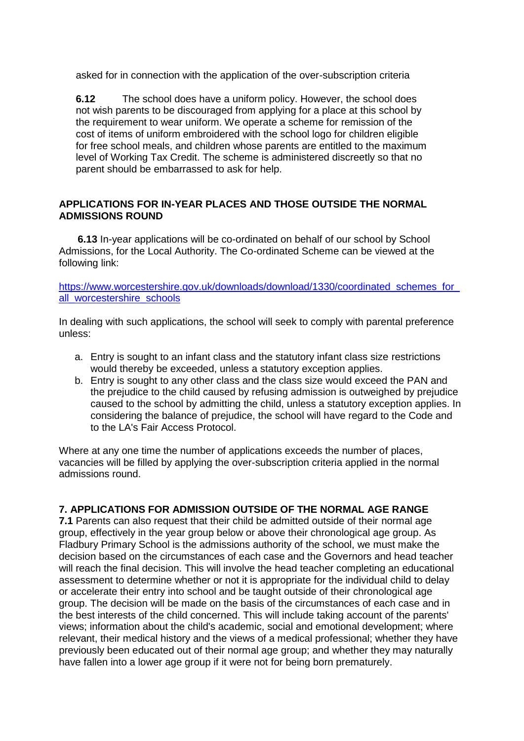asked for in connection with the application of the over-subscription criteria

**6.12** The school does have a uniform policy. However, the school does not wish parents to be discouraged from applying for a place at this school by the requirement to wear uniform. We operate a scheme for remission of the cost of items of uniform embroidered with the school logo for children eligible for free school meals, and children whose parents are entitled to the maximum level of Working Tax Credit. The scheme is administered discreetly so that no parent should be embarrassed to ask for help.

## APPLICATIONS FOR IN-YEAR PLACES AND THOSE OUTSIDE THE NORMAL ADMISSIONS ROUND

**6.13** In-year applications will be co-ordinated on behalf of our school by School Admissions, for the Local Authority. The Co-ordinated Scheme can be viewed at the following link:

[https://www.worcestershire.gov.uk/downloads/download/1330/coordinated_schemes_for_all_worcestershire_schools](https://www.worcestershire.gov.uk/downloads/download/1330/coordinated_schemes_for_all_worcestershire_schools)

In dealing with such applications, the school will seek to comply with parental preference unless:

a. Entry is sought to an infant class and the statutory infant class size restrictions would thereby be exceeded, unless a statutory exception applies.
b. Entry is sought to any other class and the class size would exceed the PAN and the prejudice to the child caused by refusing admission is outweighed by prejudice caused to the school by admitting the child, unless a statutory exception applies. In considering the balance of prejudice, the school will have regard to the Code and to the LA's Fair Access Protocol.

Where at any one time the number of applications exceeds the number of places, vacancies will be filled by applying the over-subscription criteria applied in the normal admissions round.

## 7. APPLICATIONS FOR ADMISSION OUTSIDE OF THE NORMAL AGE RANGE

**7.1** Parents can also request that their child be admitted outside of their normal age group, effectively in the year group below or above their chronological age group. As Fladbury Primary School is the admissions authority of the school, we must make the decision based on the circumstances of each case and the Governors and head teacher will reach the final decision. This will involve the head teacher completing an educational assessment to determine whether or not it is appropriate for the individual child to delay or accelerate their entry into school and be taught outside of their chronological age group. The decision will be made on the basis of the circumstances of each case and in the best interests of the child concerned. This will include taking account of the parents' views; information about the child's academic, social and emotional development; where relevant, their medical history and the views of a medical professional; whether they have previously been educated out of their normal age group; and whether they may naturally have fallen into a lower age group if it were not for being born prematurely.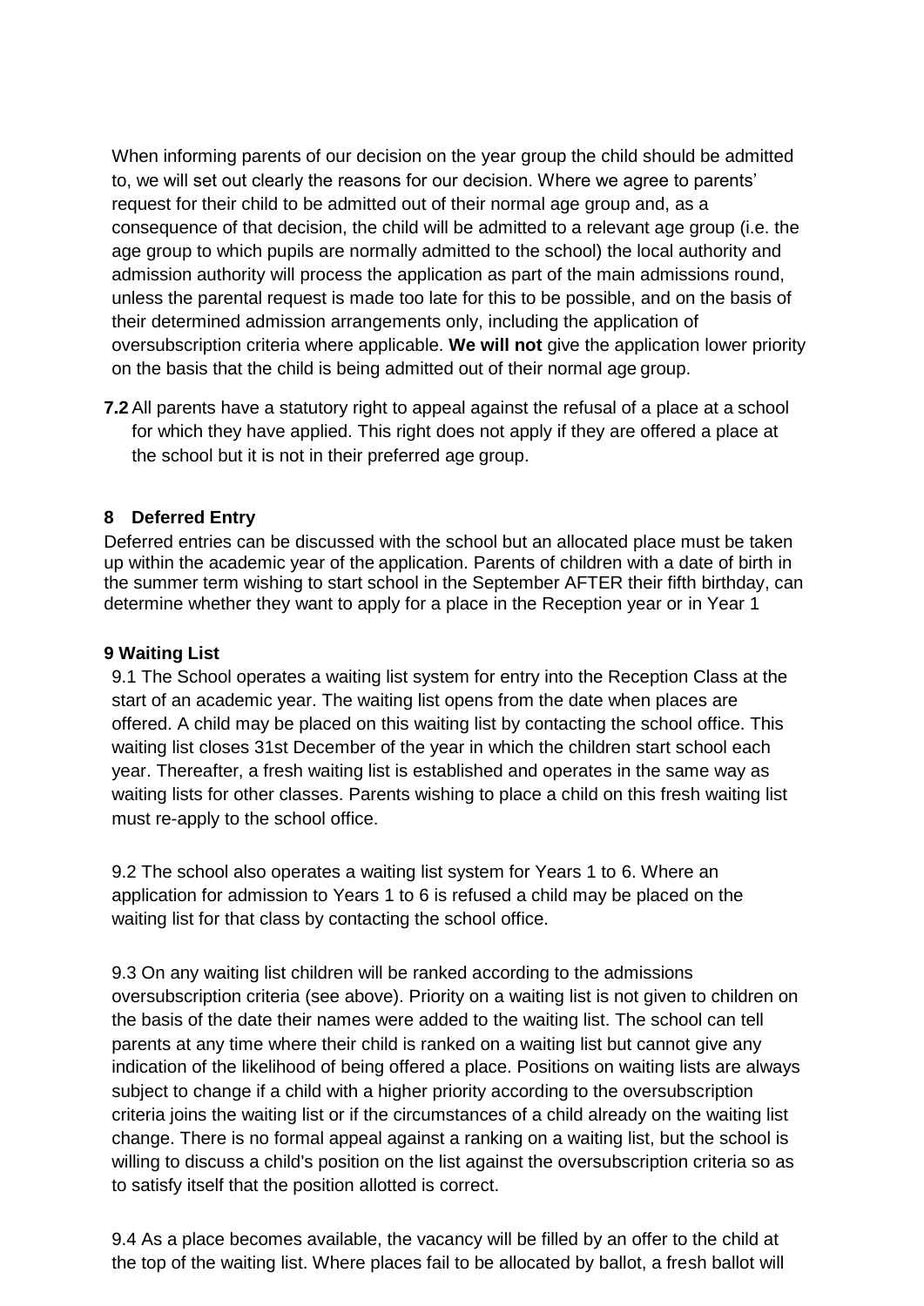When informing parents of our decision on the year group the child should be admitted to, we will set out clearly the reasons for our decision. Where we agree to parents' request for their child to be admitted out of their normal age group and, as a consequence of that decision, the child will be admitted to a relevant age group (i.e. the age group to which pupils are normally admitted to the school) the local authority and admission authority will process the application as part of the main admissions round, unless the parental request is made too late for this to be possible, and on the basis of their determined admission arrangements only, including the application of oversubscription criteria where applicable. **We will not** give the application lower priority on the basis that the child is being admitted out of their normal age group.

**7.2** All parents have a statutory right to appeal against the refusal of a place at a school for which they have applied. This right does not apply if they are offered a place at the school but it is not in their preferred age group.

## 8 Deferred Entry

Deferred entries can be discussed with the school but an allocated place must be taken up within the academic year of the application. Parents of children with a date of birth in the summer term wishing to start school in the September AFTER their fifth birthday, can determine whether they want to apply for a place in the Reception year or in Year 1

## 9 Waiting List

9.1 The School operates a waiting list system for entry into the Reception Class at the start of an academic year. The waiting list opens from the date when places are offered. A child may be placed on this waiting list by contacting the school office. This waiting list closes 31st December of the year in which the children start school each year. Thereafter, a fresh waiting list is established and operates in the same way as waiting lists for other classes. Parents wishing to place a child on this fresh waiting list must re-apply to the school office.

9.2 The school also operates a waiting list system for Years 1 to 6. Where an application for admission to Years 1 to 6 is refused a child may be placed on the waiting list for that class by contacting the school office.

9.3 On any waiting list children will be ranked according to the admissions oversubscription criteria (see above). Priority on a waiting list is not given to children on the basis of the date their names were added to the waiting list. The school can tell parents at any time where their child is ranked on a waiting list but cannot give any indication of the likelihood of being offered a place. Positions on waiting lists are always subject to change if a child with a higher priority according to the oversubscription criteria joins the waiting list or if the circumstances of a child already on the waiting list change. There is no formal appeal against a ranking on a waiting list, but the school is willing to discuss a child's position on the list against the oversubscription criteria so as to satisfy itself that the position allotted is correct.

9.4 As a place becomes available, the vacancy will be filled by an offer to the child at the top of the waiting list. Where places fail to be allocated by ballot, a fresh ballot will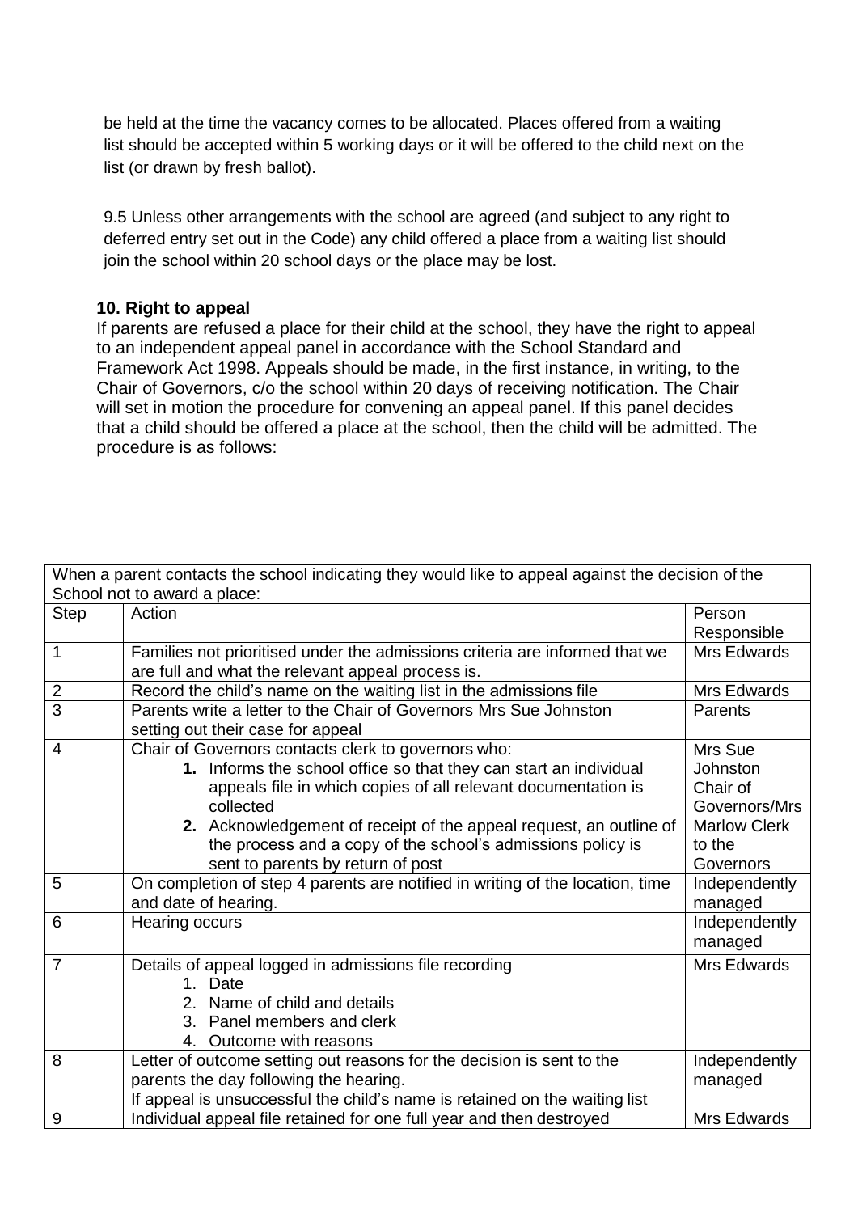be held at the time the vacancy comes to be allocated. Places offered from a waiting list should be accepted within 5 working days or it will be offered to the child next on the list (or drawn by fresh ballot).

9.5 Unless other arrangements with the school are agreed (and subject to any right to deferred entry set out in the Code) any child offered a place from a waiting list should join the school within 20 school days or the place may be lost.

### 10. Right to appeal

If parents are refused a place for their child at the school, they have the right to appeal to an independent appeal panel in accordance with the School Standard and Framework Act 1998. Appeals should be made, in the first instance, in writing, to the Chair of Governors, c/o the school within 20 days of receiving notification. The Chair will set in motion the procedure for convening an appeal panel. If this panel decides that a child should be offered a place at the school, then the child will be admitted. The procedure is as follows:

| When a parent contacts the school indicating they would like to appeal against the decision of the School not to award a place: | | |
|---|---|---|
| **Step** | **Action** | **Person Responsible** |
| 1 | Families not prioritised under the admissions criteria are informed that we are full and what the relevant appeal process is. | Mrs Edwards |
| 2 | Record the child's name on the waiting list in the admissions file | Mrs Edwards |
| 3 | Parents write a letter to the Chair of Governors Mrs Sue Johnston setting out their case for appeal | Parents |
| 4 | Chair of Governors contacts clerk to governors who: **1.** Informs the school office so that they can start an individual appeals file in which copies of all relevant documentation is collected **2.** Acknowledgement of receipt of the appeal request, an outline of the process and a copy of the school's admissions policy is sent to parents by return of post | Mrs Sue Johnston Chair of Governors/Mrs Marlow Clerk to the Governors |
| 5 | On completion of step 4 parents are notified in writing of the location, time and date of hearing. | Independently managed |
| 6 | Hearing occurs | Independently managed |
| 7 | Details of appeal logged in admissions file recording 1. Date 2. Name of child and details 3. Panel members and clerk 4. Outcome with reasons | Mrs Edwards |
| 8 | Letter of outcome setting out reasons for the decision is sent to the parents the day following the hearing. If appeal is unsuccessful the child's name is retained on the waiting list | Independently managed |
| 9 | Individual appeal file retained for one full year and then destroyed | Mrs Edwards |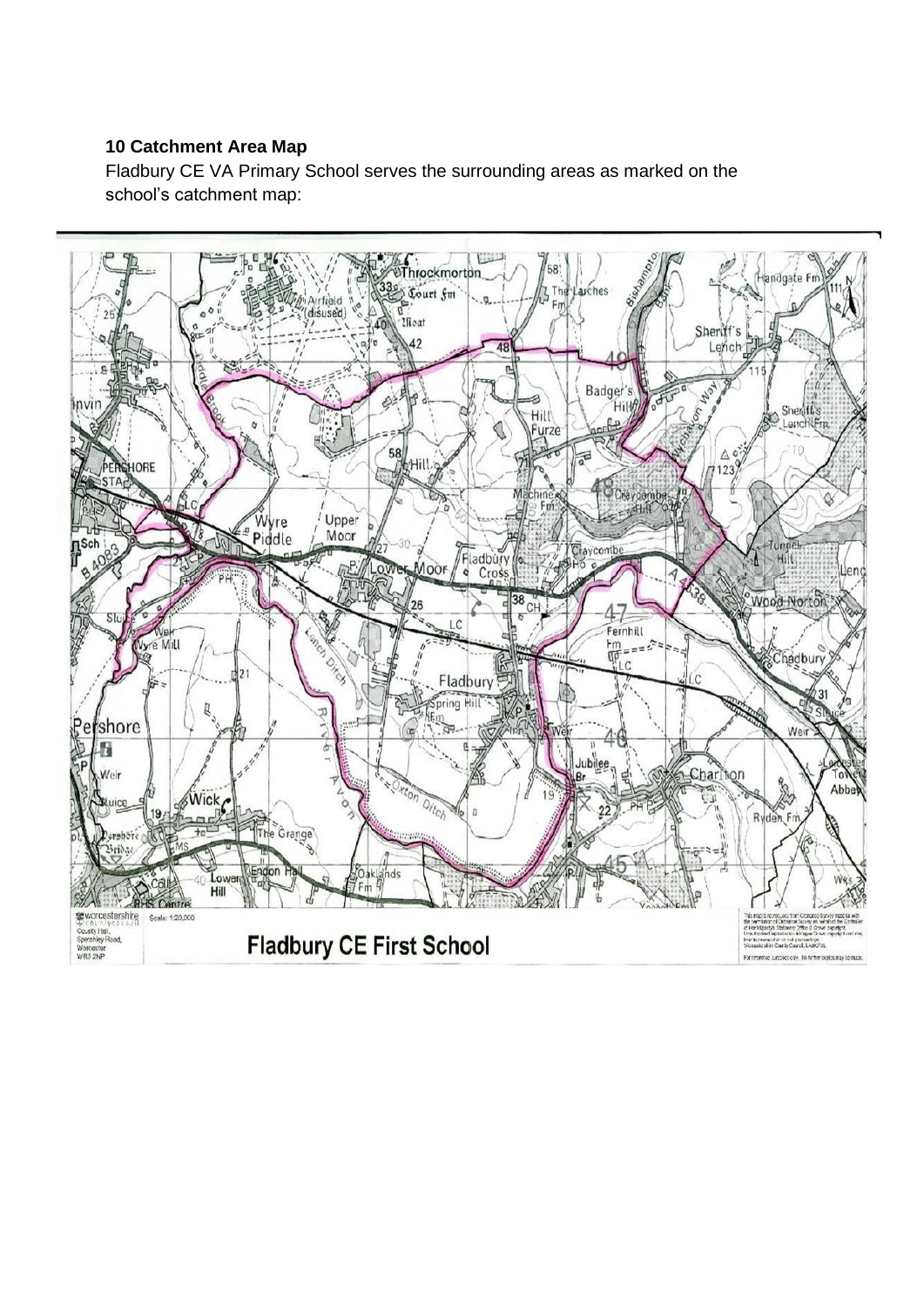**10 Catchment Area Map**

Fladbury CE VA Primary School serves the surrounding areas as marked on the school's catchment map:

Fladbury CE First School